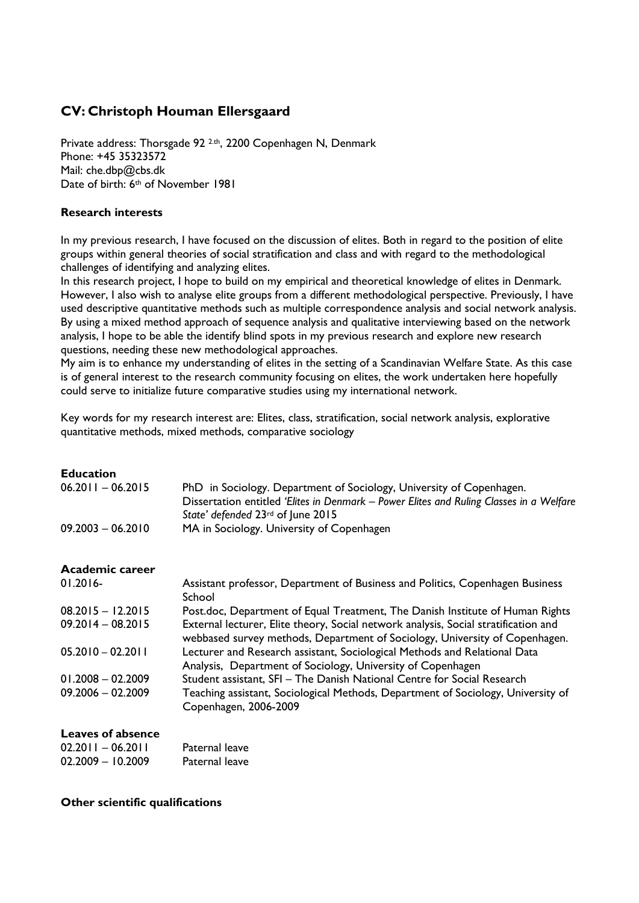# CV: Christoph Houman Ellersgaard

Private address: Thorsgade 92 2.th, 2200 Copenhagen N, Denmark
Phone: +45 35323572
Mail: che.dbp@cbs.dk
Date of birth: 6th of November 1981

### Research interests

In my previous research, I have focused on the discussion of elites. Both in regard to the position of elite groups within general theories of social stratification and class and with regard to the methodological challenges of identifying and analyzing elites.
In this research project, I hope to build on my empirical and theoretical knowledge of elites in Denmark. However, I also wish to analyse elite groups from a different methodological perspective. Previously, I have used descriptive quantitative methods such as multiple correspondence analysis and social network analysis. By using a mixed method approach of sequence analysis and qualitative interviewing based on the network analysis, I hope to be able the identify blind spots in my previous research and explore new research questions, needing these new methodological approaches.
My aim is to enhance my understanding of elites in the setting of a Scandinavian Welfare State. As this case is of general interest to the research community focusing on elites, the work undertaken here hopefully could serve to initialize future comparative studies using my international network.

Key words for my research interest are: Elites, class, stratification, social network analysis, explorative quantitative methods, mixed methods, comparative sociology

### Education

| | |
|---|---|
| 06.2011 – 06.2015 | PhD in Sociology. Department of Sociology, University of Copenhagen. Dissertation entitled *'Elites in Denmark – Power Elites and Ruling Classes in a Welfare State' defended* 23rd of June 2015 |
| 09.2003 – 06.2010 | MA in Sociology. University of Copenhagen |

### Academic career

| | |
|---|---|
| 01.2016- | Assistant professor, Department of Business and Politics, Copenhagen Business School |
| 08.2015 – 12.2015 | Post.doc, Department of Equal Treatment, The Danish Institute of Human Rights |
| 09.2014 – 08.2015 | External lecturer, Elite theory, Social network analysis, Social stratification and webbased survey methods, Department of Sociology, University of Copenhagen. |
| 05.2010 – 02.2011 | Lecturer and Research assistant, Sociological Methods and Relational Data Analysis, Department of Sociology, University of Copenhagen |
| 01.2008 – 02.2009 | Student assistant, SFI – The Danish National Centre for Social Research |
| 09.2006 – 02.2009 | Teaching assistant, Sociological Methods, Department of Sociology, University of Copenhagen, 2006-2009 |

### Leaves of absence

| | |
|---|---|
| 02.2011 – 06.2011 | Paternal leave |
| 02.2009 – 10.2009 | Paternal leave |

### Other scientific qualifications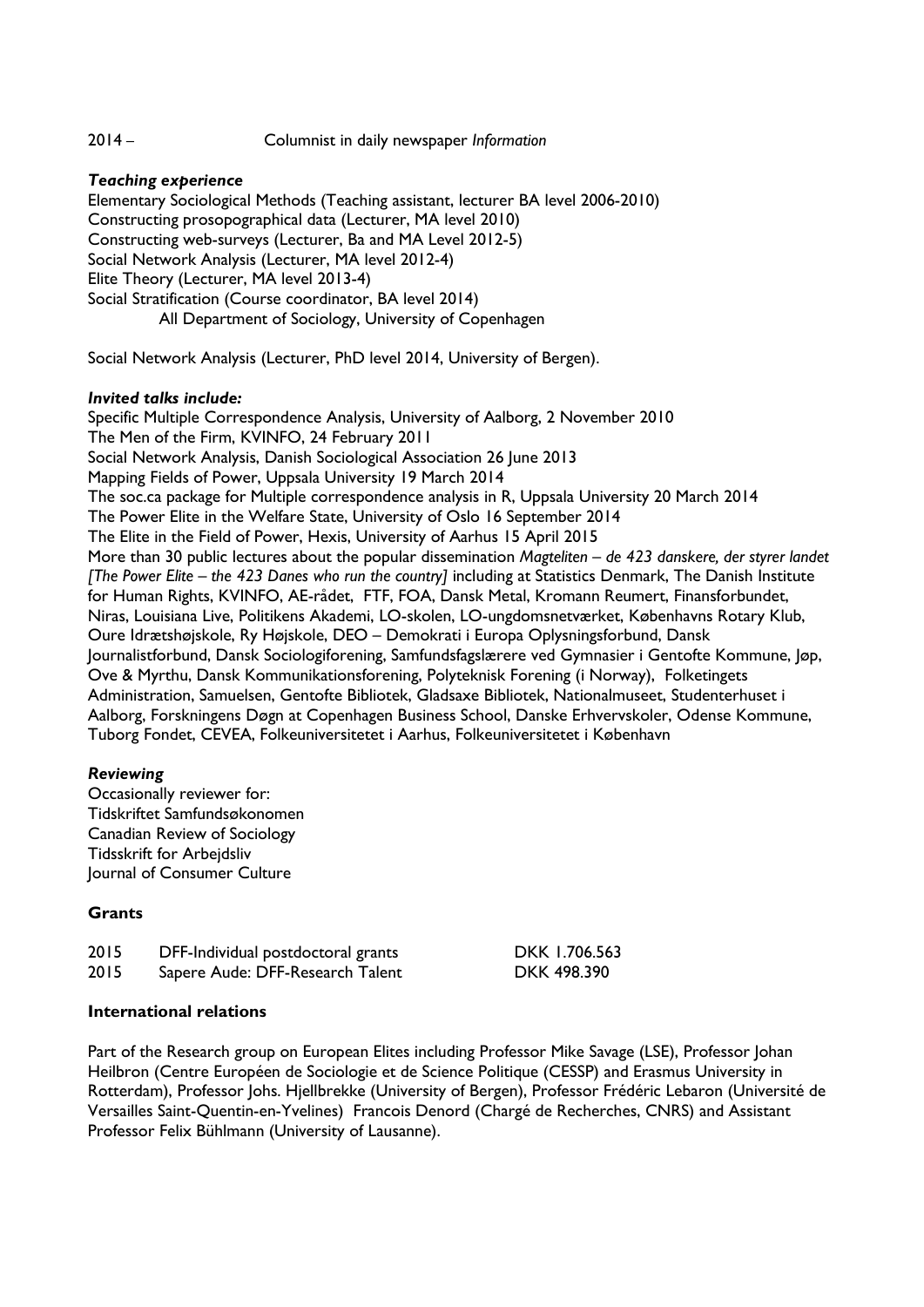2014 – Columnist in daily newspaper *Information*

***Teaching experience***

Elementary Sociological Methods (Teaching assistant, lecturer BA level 2006-2010)
Constructing prosopographical data (Lecturer, MA level 2010)
Constructing web-surveys (Lecturer, Ba and MA Level 2012-5)
Social Network Analysis (Lecturer, MA level 2012-4)
Elite Theory (Lecturer, MA level 2013-4)
Social Stratification (Course coordinator, BA level 2014)
All Department of Sociology, University of Copenhagen

Social Network Analysis (Lecturer, PhD level 2014, University of Bergen).

***Invited talks include:***

Specific Multiple Correspondence Analysis, University of Aalborg, 2 November 2010
The Men of the Firm, KVINFO, 24 February 2011
Social Network Analysis, Danish Sociological Association 26 June 2013
Mapping Fields of Power, Uppsala University 19 March 2014
The soc.ca package for Multiple correspondence analysis in R, Uppsala University 20 March 2014
The Power Elite in the Welfare State, University of Oslo 16 September 2014
The Elite in the Field of Power, Hexis, University of Aarhus 15 April 2015
More than 30 public lectures about the popular dissemination *Magteliten – de 423 danskere, der styrer landet [The Power Elite – the 423 Danes who run the country]* including at Statistics Denmark, The Danish Institute for Human Rights, KVINFO, AE-rådet, FTF, FOA, Dansk Metal, Kromann Reumert, Finansforbundet, Niras, Louisiana Live, Politikens Akademi, LO-skolen, LO-ungdomsnetværket, Københavns Rotary Klub, Oure Idrætshøjskole, Ry Højskole, DEO – Demokrati i Europa Oplysningsforbund, Dansk Journalistforbund, Dansk Sociologiforening, Samfundsfagslærere ved Gymnasier i Gentofte Kommune, Jøp, Ove & Myrthu, Dansk Kommunikationsforening, Polyteknisk Forening (i Norway), Folketingets Administration, Samuelsen, Gentofte Bibliotek, Gladsaxe Bibliotek, Nationalmuseet, Studenterhuset i Aalborg, Forskningens Døgn at Copenhagen Business School, Danske Erhvervskoler, Odense Kommune, Tuborg Fondet, CEVEA, Folkeuniversitetet i Aarhus, Folkeuniversitetet i København

***Reviewing***

Occasionally reviewer for:
Tidskriftet Samfundsøkonomen
Canadian Review of Sociology
Tidsskrift for Arbejdsliv
Journal of Consumer Culture

## Grants

| 2015 | DFF-Individual postdoctoral grants | DKK 1.706.563 |
|---|---|---|
| 2015 | Sapere Aude: DFF-Research Talent | DKK 498.390 |

## International relations

Part of the Research group on European Elites including Professor Mike Savage (LSE), Professor Johan Heilbron (Centre Européen de Sociologie et de Science Politique (CESSP) and Erasmus University in Rotterdam), Professor Johs. Hjellbrekke (University of Bergen), Professor Frédéric Lebaron (Université de Versailles Saint-Quentin-en-Yvelines) Francois Denord (Chargé de Recherches, CNRS) and Assistant Professor Felix Bühlmann (University of Lausanne).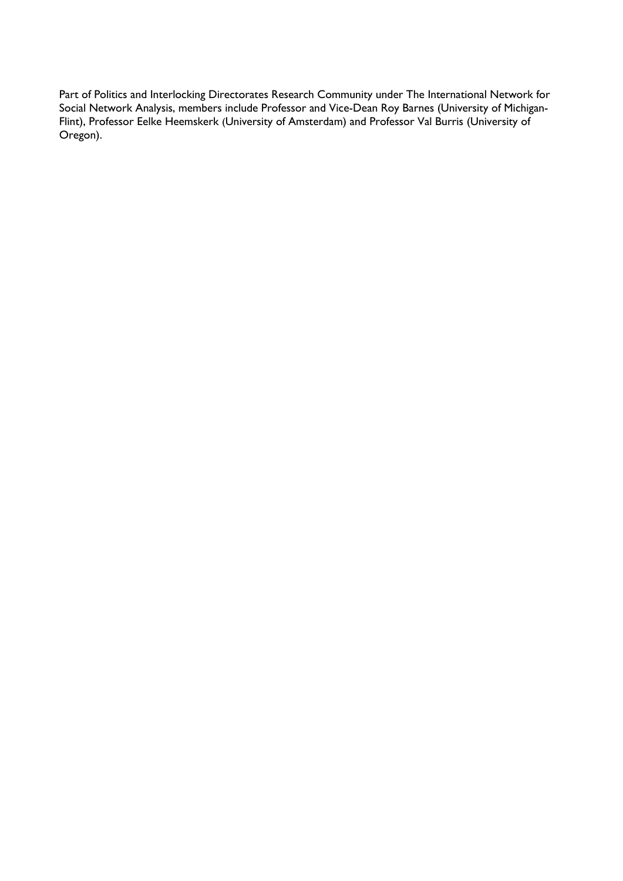Part of Politics and Interlocking Directorates Research Community under The International Network for Social Network Analysis, members include Professor and Vice-Dean Roy Barnes (University of Michigan-Flint), Professor Eelke Heemskerk (University of Amsterdam) and Professor Val Burris (University of Oregon).